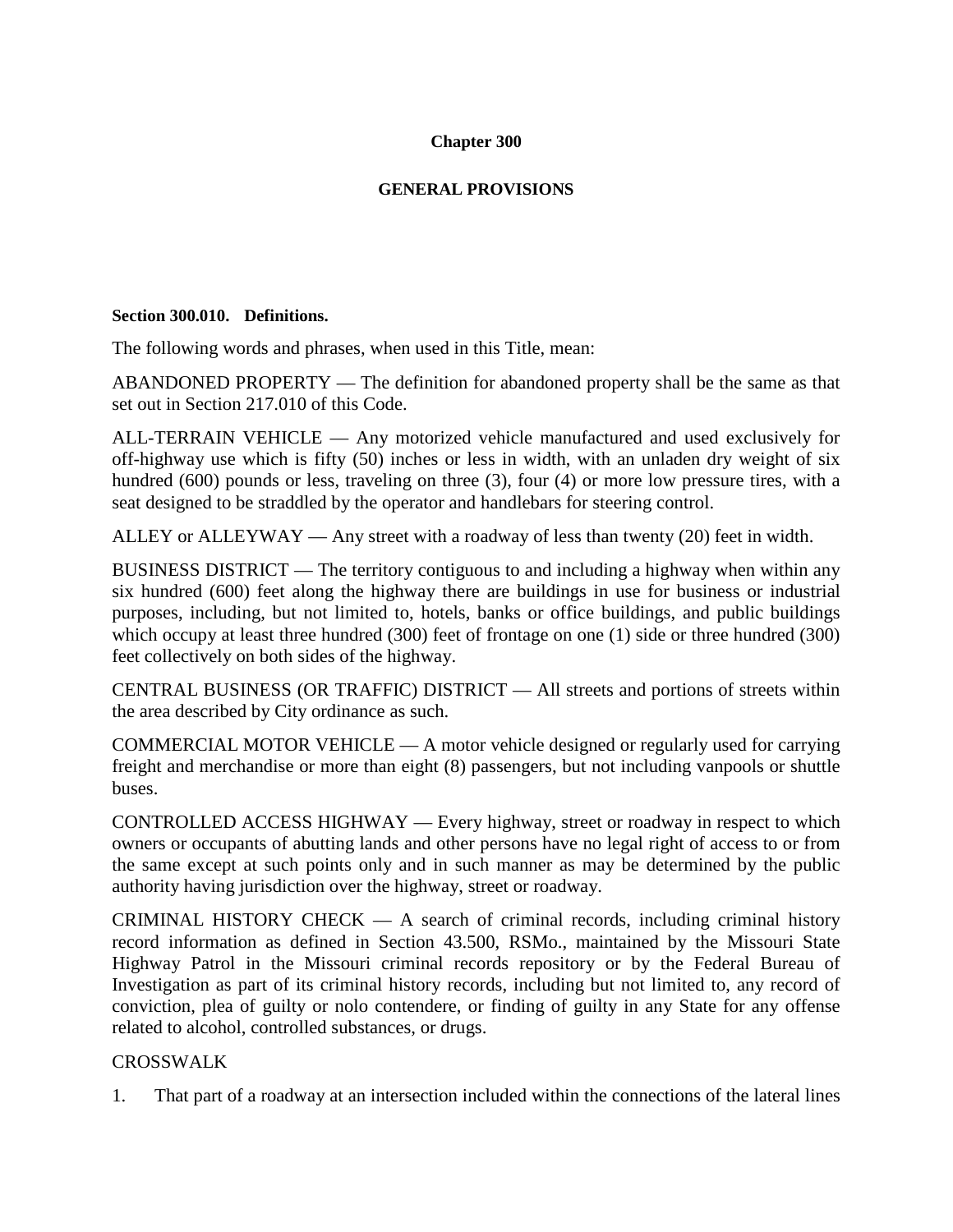# Chapter 300

## GENERAL PROVISIONS

### Section 300.010. Definitions.

The following words and phrases, when used in this Title, mean:

ABANDONED PROPERTY — The definition for abandoned property shall be the same as that set out in Section 217.010 of this Code.

ALL-TERRAIN VEHICLE — Any motorized vehicle manufactured and used exclusively for off-highway use which is fifty (50) inches or less in width, with an unladen dry weight of six hundred (600) pounds or less, traveling on three (3), four (4) or more low pressure tires, with a seat designed to be straddled by the operator and handlebars for steering control.

ALLEY or ALLEYWAY — Any street with a roadway of less than twenty (20) feet in width.

BUSINESS DISTRICT — The territory contiguous to and including a highway when within any six hundred (600) feet along the highway there are buildings in use for business or industrial purposes, including, but not limited to, hotels, banks or office buildings, and public buildings which occupy at least three hundred (300) feet of frontage on one (1) side or three hundred (300) feet collectively on both sides of the highway.

CENTRAL BUSINESS (OR TRAFFIC) DISTRICT — All streets and portions of streets within the area described by City ordinance as such.

COMMERCIAL MOTOR VEHICLE — A motor vehicle designed or regularly used for carrying freight and merchandise or more than eight (8) passengers, but not including vanpools or shuttle buses.

CONTROLLED ACCESS HIGHWAY — Every highway, street or roadway in respect to which owners or occupants of abutting lands and other persons have no legal right of access to or from the same except at such points only and in such manner as may be determined by the public authority having jurisdiction over the highway, street or roadway.

CRIMINAL HISTORY CHECK — A search of criminal records, including criminal history record information as defined in Section 43.500, RSMo., maintained by the Missouri State Highway Patrol in the Missouri criminal records repository or by the Federal Bureau of Investigation as part of its criminal history records, including but not limited to, any record of conviction, plea of guilty or nolo contendere, or finding of guilty in any State for any offense related to alcohol, controlled substances, or drugs.

CROSSWALK

1. That part of a roadway at an intersection included within the connections of the lateral lines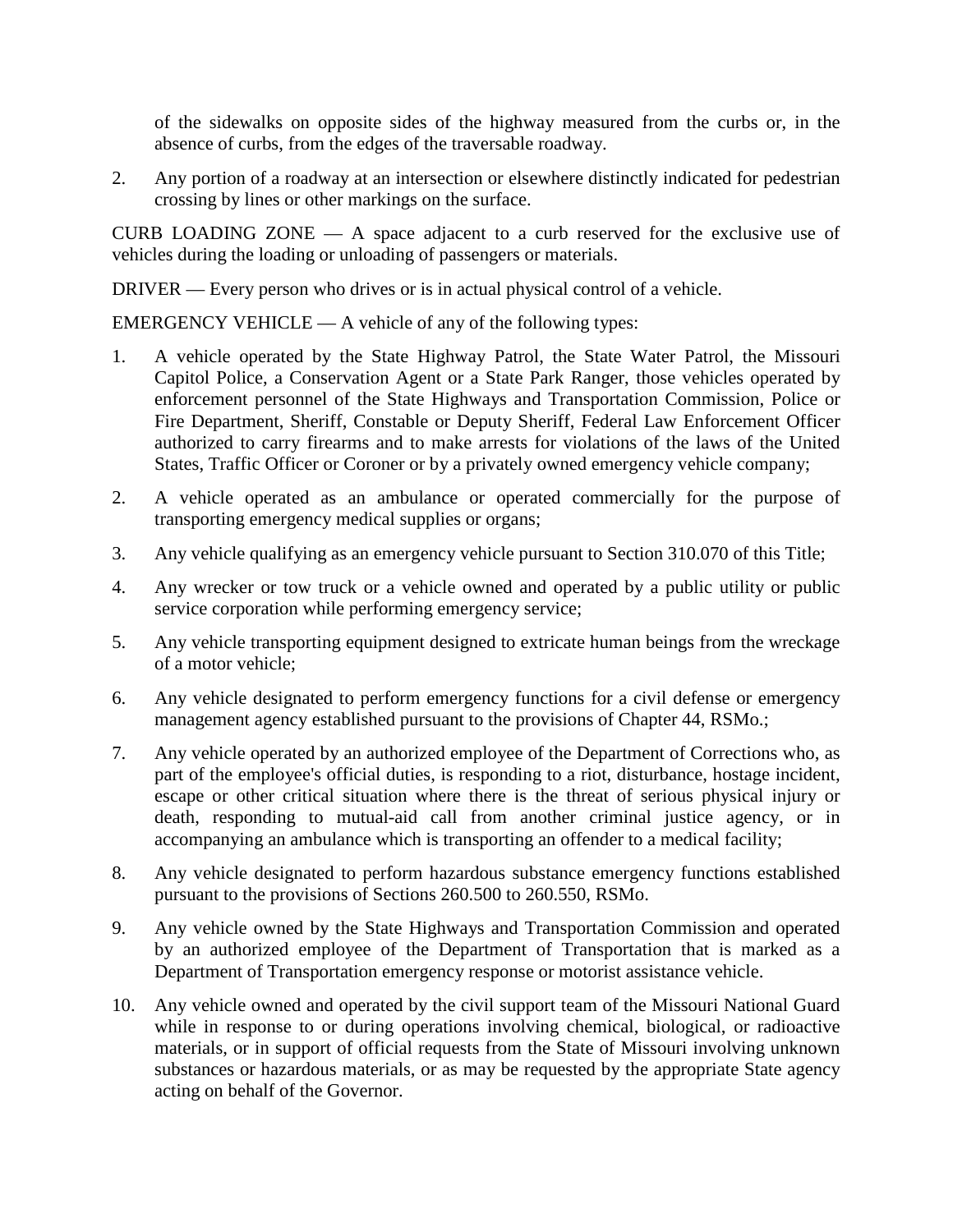of the sidewalks on opposite sides of the highway measured from the curbs or, in the absence of curbs, from the edges of the traversable roadway.

2. Any portion of a roadway at an intersection or elsewhere distinctly indicated for pedestrian crossing by lines or other markings on the surface.

CURB LOADING ZONE — A space adjacent to a curb reserved for the exclusive use of vehicles during the loading or unloading of passengers or materials.

DRIVER — Every person who drives or is in actual physical control of a vehicle.

EMERGENCY VEHICLE — A vehicle of any of the following types:

1. A vehicle operated by the State Highway Patrol, the State Water Patrol, the Missouri Capitol Police, a Conservation Agent or a State Park Ranger, those vehicles operated by enforcement personnel of the State Highways and Transportation Commission, Police or Fire Department, Sheriff, Constable or Deputy Sheriff, Federal Law Enforcement Officer authorized to carry firearms and to make arrests for violations of the laws of the United States, Traffic Officer or Coroner or by a privately owned emergency vehicle company;
2. A vehicle operated as an ambulance or operated commercially for the purpose of transporting emergency medical supplies or organs;
3. Any vehicle qualifying as an emergency vehicle pursuant to Section 310.070 of this Title;
4. Any wrecker or tow truck or a vehicle owned and operated by a public utility or public service corporation while performing emergency service;
5. Any vehicle transporting equipment designed to extricate human beings from the wreckage of a motor vehicle;
6. Any vehicle designated to perform emergency functions for a civil defense or emergency management agency established pursuant to the provisions of Chapter 44, RSMo.;
7. Any vehicle operated by an authorized employee of the Department of Corrections who, as part of the employee's official duties, is responding to a riot, disturbance, hostage incident, escape or other critical situation where there is the threat of serious physical injury or death, responding to mutual-aid call from another criminal justice agency, or in accompanying an ambulance which is transporting an offender to a medical facility;
8. Any vehicle designated to perform hazardous substance emergency functions established pursuant to the provisions of Sections 260.500 to 260.550, RSMo.
9. Any vehicle owned by the State Highways and Transportation Commission and operated by an authorized employee of the Department of Transportation that is marked as a Department of Transportation emergency response or motorist assistance vehicle.
10. Any vehicle owned and operated by the civil support team of the Missouri National Guard while in response to or during operations involving chemical, biological, or radioactive materials, or in support of official requests from the State of Missouri involving unknown substances or hazardous materials, or as may be requested by the appropriate State agency acting on behalf of the Governor.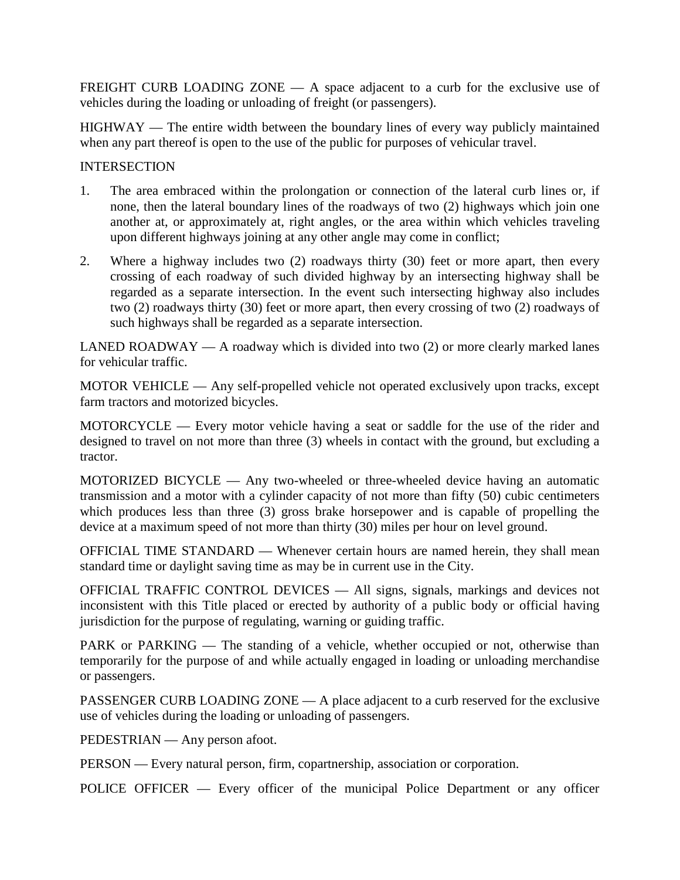FREIGHT CURB LOADING ZONE — A space adjacent to a curb for the exclusive use of vehicles during the loading or unloading of freight (or passengers).

HIGHWAY — The entire width between the boundary lines of every way publicly maintained when any part thereof is open to the use of the public for purposes of vehicular travel.

INTERSECTION

1. The area embraced within the prolongation or connection of the lateral curb lines or, if none, then the lateral boundary lines of the roadways of two (2) highways which join one another at, or approximately at, right angles, or the area within which vehicles traveling upon different highways joining at any other angle may come in conflict;

2. Where a highway includes two (2) roadways thirty (30) feet or more apart, then every crossing of each roadway of such divided highway by an intersecting highway shall be regarded as a separate intersection. In the event such intersecting highway also includes two (2) roadways thirty (30) feet or more apart, then every crossing of two (2) roadways of such highways shall be regarded as a separate intersection.

LANED ROADWAY — A roadway which is divided into two (2) or more clearly marked lanes for vehicular traffic.

MOTOR VEHICLE — Any self-propelled vehicle not operated exclusively upon tracks, except farm tractors and motorized bicycles.

MOTORCYCLE — Every motor vehicle having a seat or saddle for the use of the rider and designed to travel on not more than three (3) wheels in contact with the ground, but excluding a tractor.

MOTORIZED BICYCLE — Any two-wheeled or three-wheeled device having an automatic transmission and a motor with a cylinder capacity of not more than fifty (50) cubic centimeters which produces less than three (3) gross brake horsepower and is capable of propelling the device at a maximum speed of not more than thirty (30) miles per hour on level ground.

OFFICIAL TIME STANDARD — Whenever certain hours are named herein, they shall mean standard time or daylight saving time as may be in current use in the City.

OFFICIAL TRAFFIC CONTROL DEVICES — All signs, signals, markings and devices not inconsistent with this Title placed or erected by authority of a public body or official having jurisdiction for the purpose of regulating, warning or guiding traffic.

PARK or PARKING — The standing of a vehicle, whether occupied or not, otherwise than temporarily for the purpose of and while actually engaged in loading or unloading merchandise or passengers.

PASSENGER CURB LOADING ZONE — A place adjacent to a curb reserved for the exclusive use of vehicles during the loading or unloading of passengers.

PEDESTRIAN — Any person afoot.

PERSON — Every natural person, firm, copartnership, association or corporation.

POLICE OFFICER — Every officer of the municipal Police Department or any officer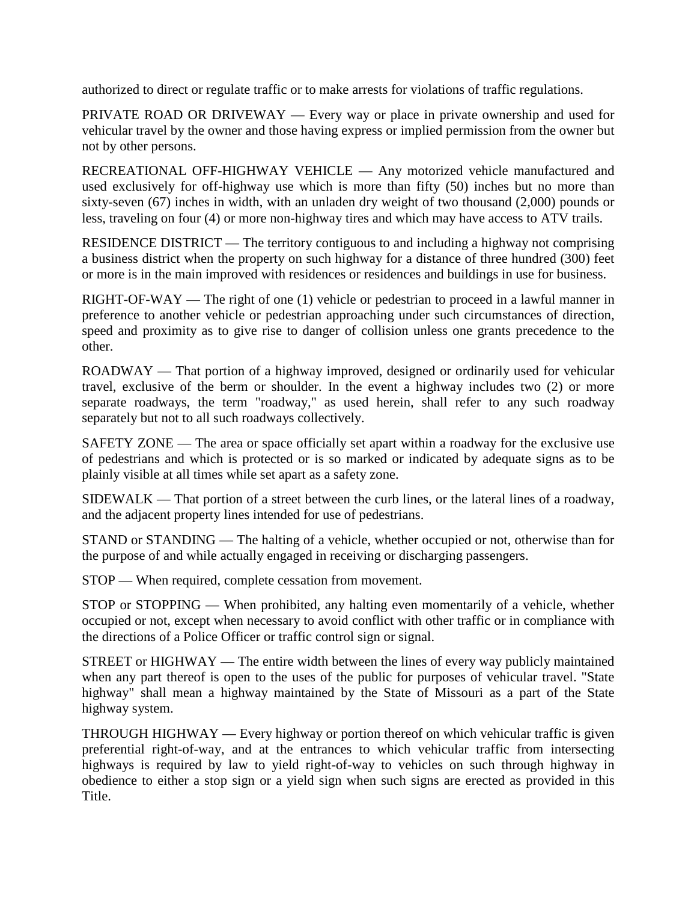authorized to direct or regulate traffic or to make arrests for violations of traffic regulations.

PRIVATE ROAD OR DRIVEWAY — Every way or place in private ownership and used for vehicular travel by the owner and those having express or implied permission from the owner but not by other persons.

RECREATIONAL OFF-HIGHWAY VEHICLE — Any motorized vehicle manufactured and used exclusively for off-highway use which is more than fifty (50) inches but no more than sixty-seven (67) inches in width, with an unladen dry weight of two thousand (2,000) pounds or less, traveling on four (4) or more non-highway tires and which may have access to ATV trails.

RESIDENCE DISTRICT — The territory contiguous to and including a highway not comprising a business district when the property on such highway for a distance of three hundred (300) feet or more is in the main improved with residences or residences and buildings in use for business.

RIGHT-OF-WAY — The right of one (1) vehicle or pedestrian to proceed in a lawful manner in preference to another vehicle or pedestrian approaching under such circumstances of direction, speed and proximity as to give rise to danger of collision unless one grants precedence to the other.

ROADWAY — That portion of a highway improved, designed or ordinarily used for vehicular travel, exclusive of the berm or shoulder. In the event a highway includes two (2) or more separate roadways, the term "roadway," as used herein, shall refer to any such roadway separately but not to all such roadways collectively.

SAFETY ZONE — The area or space officially set apart within a roadway for the exclusive use of pedestrians and which is protected or is so marked or indicated by adequate signs as to be plainly visible at all times while set apart as a safety zone.

SIDEWALK — That portion of a street between the curb lines, or the lateral lines of a roadway, and the adjacent property lines intended for use of pedestrians.

STAND or STANDING — The halting of a vehicle, whether occupied or not, otherwise than for the purpose of and while actually engaged in receiving or discharging passengers.

STOP — When required, complete cessation from movement.

STOP or STOPPING — When prohibited, any halting even momentarily of a vehicle, whether occupied or not, except when necessary to avoid conflict with other traffic or in compliance with the directions of a Police Officer or traffic control sign or signal.

STREET or HIGHWAY — The entire width between the lines of every way publicly maintained when any part thereof is open to the uses of the public for purposes of vehicular travel. "State highway" shall mean a highway maintained by the State of Missouri as a part of the State highway system.

THROUGH HIGHWAY — Every highway or portion thereof on which vehicular traffic is given preferential right-of-way, and at the entrances to which vehicular traffic from intersecting highways is required by law to yield right-of-way to vehicles on such through highway in obedience to either a stop sign or a yield sign when such signs are erected as provided in this Title.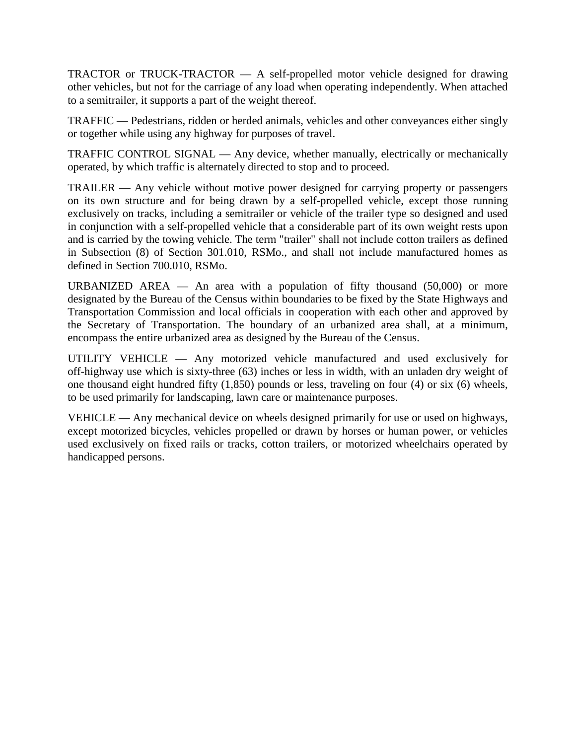TRACTOR or TRUCK-TRACTOR — A self-propelled motor vehicle designed for drawing other vehicles, but not for the carriage of any load when operating independently. When attached to a semitrailer, it supports a part of the weight thereof.

TRAFFIC — Pedestrians, ridden or herded animals, vehicles and other conveyances either singly or together while using any highway for purposes of travel.

TRAFFIC CONTROL SIGNAL — Any device, whether manually, electrically or mechanically operated, by which traffic is alternately directed to stop and to proceed.

TRAILER — Any vehicle without motive power designed for carrying property or passengers on its own structure and for being drawn by a self-propelled vehicle, except those running exclusively on tracks, including a semitrailer or vehicle of the trailer type so designed and used in conjunction with a self-propelled vehicle that a considerable part of its own weight rests upon and is carried by the towing vehicle. The term "trailer" shall not include cotton trailers as defined in Subsection (8) of Section 301.010, RSMo., and shall not include manufactured homes as defined in Section 700.010, RSMo.

URBANIZED AREA — An area with a population of fifty thousand (50,000) or more designated by the Bureau of the Census within boundaries to be fixed by the State Highways and Transportation Commission and local officials in cooperation with each other and approved by the Secretary of Transportation. The boundary of an urbanized area shall, at a minimum, encompass the entire urbanized area as designed by the Bureau of the Census.

UTILITY VEHICLE — Any motorized vehicle manufactured and used exclusively for off-highway use which is sixty-three (63) inches or less in width, with an unladen dry weight of one thousand eight hundred fifty (1,850) pounds or less, traveling on four (4) or six (6) wheels, to be used primarily for landscaping, lawn care or maintenance purposes.

VEHICLE — Any mechanical device on wheels designed primarily for use or used on highways, except motorized bicycles, vehicles propelled or drawn by horses or human power, or vehicles used exclusively on fixed rails or tracks, cotton trailers, or motorized wheelchairs operated by handicapped persons.